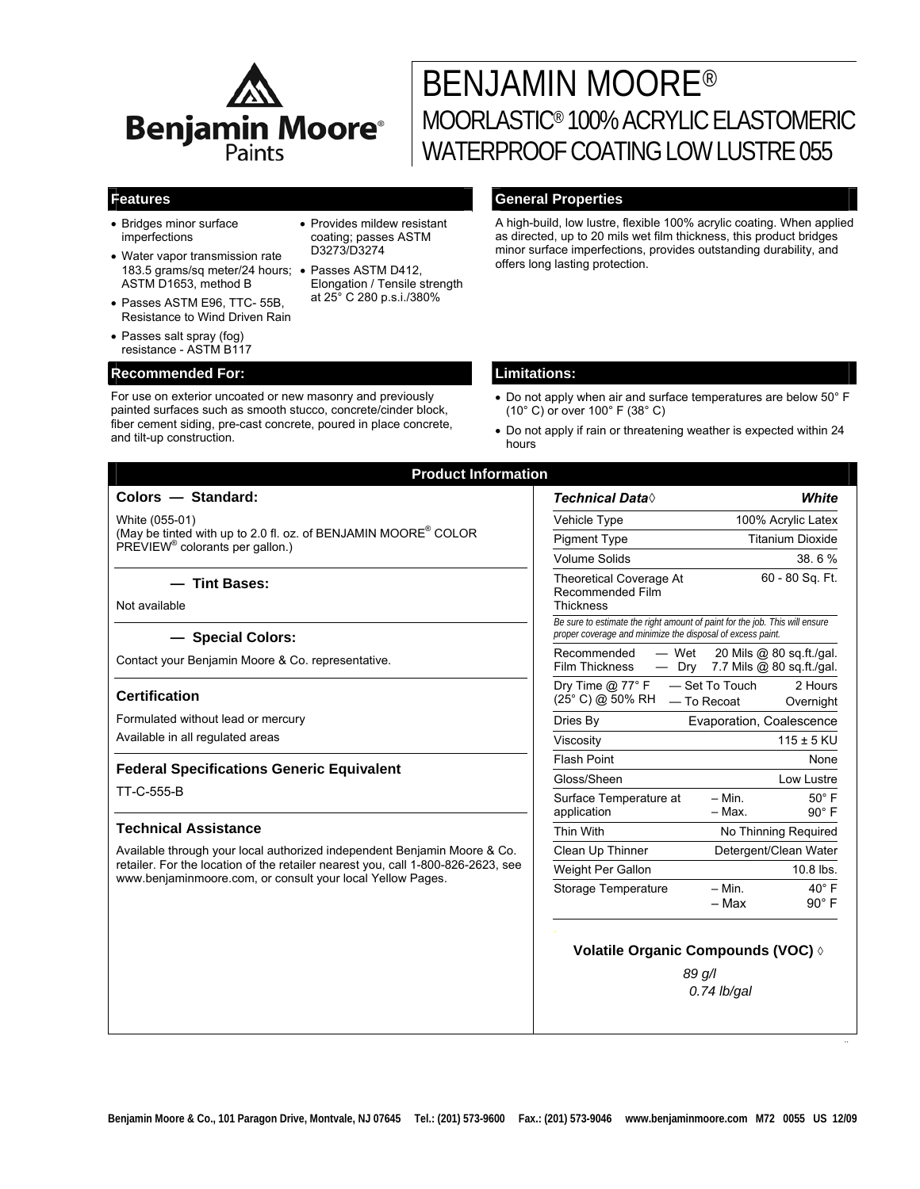# BENJAMIN MOORE®

## MOORLASTIC® 100% ACRYLIC ELASTOMERIC WATERPROOF COATING LOW LUSTRE 055

### Features

- Bridges minor surface imperfections
- Water vapor transmission rate 183.5 grams/sq meter/24 hours; ASTM D1653, method B
- Passes ASTM E96, TTC- 55B, Resistance to Wind Driven Rain
- Passes salt spray (fog) resistance - ASTM B117
- Provides mildew resistant coating; passes ASTM D3273/D3274
- Passes ASTM D412, Elongation / Tensile strength at 25° C 280 p.s.i./380%

### General Properties

A high-build, low lustre, flexible 100% acrylic coating. When applied as directed, up to 20 mils wet film thickness, this product bridges minor surface imperfections, provides outstanding durability, and offers long lasting protection.

### Recommended For:

For use on exterior uncoated or new masonry and previously painted surfaces such as smooth stucco, concrete/cinder block, fiber cement siding, pre-cast concrete, poured in place concrete, and tilt-up construction.

### Limitations:

- Do not apply when air and surface temperatures are below 50° F (10° C) or over 100° F (38° C)
- Do not apply if rain or threatening weather is expected within 24 hours

### Product Information

#### Colors — Standard:

White (055-01)
(May be tinted with up to 2.0 fl. oz. of BENJAMIN MOORE® COLOR PREVIEW® colorants per gallon.)

#### — Tint Bases:

Not available

#### — Special Colors:

Contact your Benjamin Moore & Co. representative.

#### Certification

Formulated without lead or mercury

Available in all regulated areas

#### Federal Specifications Generic Equivalent

TT-C-555-B

#### Technical Assistance

Available through your local authorized independent Benjamin Moore & Co. retailer. For the location of the retailer nearest you, call 1-800-826-2623, see www.benjaminmoore.com, or consult your local Yellow Pages.

| *Technical Data*◊ | | *White* |
|---|---|---|
| Vehicle Type | | 100% Acrylic Latex |
| Pigment Type | | Titanium Dioxide |
| Volume Solids | | 38. 6 % |
| Theoretical Coverage At Recommended Film Thickness | | 60 - 80 Sq. Ft. |
| *Be sure to estimate the right amount of paint for the job. This will ensure proper coverage and minimize the disposal of excess paint.* | | |
| Recommended Film Thickness | — Wet | 20 Mils @ 80 sq.ft./gal. |
| | — Dry | 7.7 Mils @ 80 sq.ft./gal. |
| Dry Time @ 77° F (25° C) @ 50% RH | — Set To Touch | 2 Hours |
| | — To Recoat | Overnight |
| Dries By | | Evaporation, Coalescence |
| Viscosity | | 115 ± 5 KU |
| Flash Point | | None |
| Gloss/Sheen | | Low Lustre |
| Surface Temperature at application | – Min. | 50° F |
| | – Max. | 90° F |
| Thin With | | No Thinning Required |
| Clean Up Thinner | | Detergent/Clean Water |
| Weight Per Gallon | | 10.8 lbs. |
| Storage Temperature | – Min. | 40° F |
| | – Max | 90° F |

**Volatile Organic Compounds (VOC) ◊**

*89 g/l*
*0.74 lb/gal*

Benjamin Moore & Co., 101 Paragon Drive, Montvale, NJ 07645 Tel.: (201) 573-9600 Fax.: (201) 573-9046 www.benjaminmoore.com M72 0055 US 12/09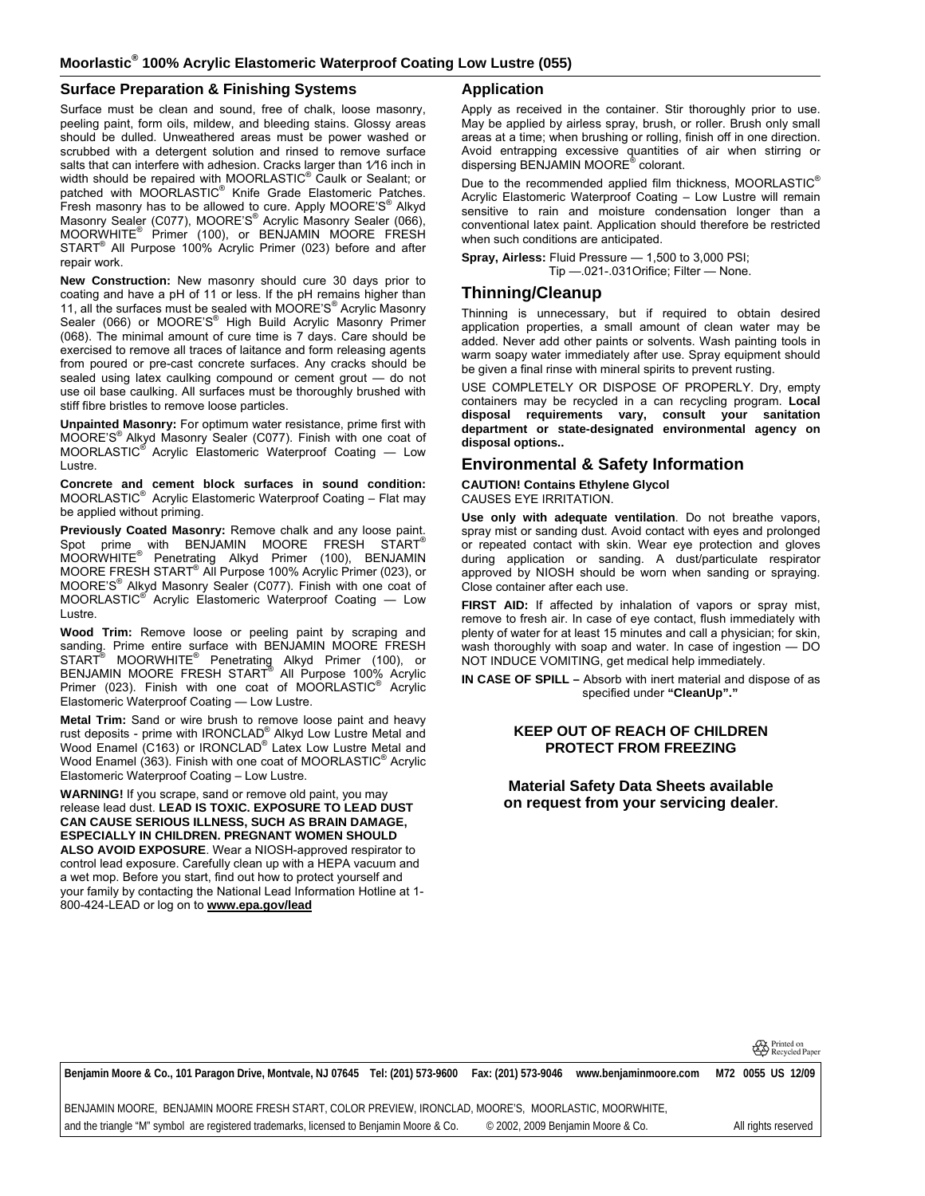# Moorlastic® 100% Acrylic Elastomeric Waterproof Coating Low Lustre (055)

## Surface Preparation & Finishing Systems

Surface must be clean and sound, free of chalk, loose masonry, peeling paint, form oils, mildew, and bleeding stains. Glossy areas should be dulled. Unweathered areas must be power washed or scrubbed with a detergent solution and rinsed to remove surface salts that can interfere with adhesion. Cracks larger than 1⁄16 inch in width should be repaired with MOORLASTIC® Caulk or Sealant; or patched with MOORLASTIC® Knife Grade Elastomeric Patches. Fresh masonry has to be allowed to cure. Apply MOORE'S® Alkyd Masonry Sealer (C077), MOORE'S® Acrylic Masonry Sealer (066), MOORWHITE® Primer (100), or BENJAMIN MOORE FRESH START® All Purpose 100% Acrylic Primer (023) before and after repair work.

**New Construction:** New masonry should cure 30 days prior to coating and have a pH of 11 or less. If the pH remains higher than 11, all the surfaces must be sealed with MOORE'S® Acrylic Masonry Sealer (066) or MOORE'S® High Build Acrylic Masonry Primer (068). The minimal amount of cure time is 7 days. Care should be exercised to remove all traces of laitance and form releasing agents from poured or pre-cast concrete surfaces. Any cracks should be sealed using latex caulking compound or cement grout — do not use oil base caulking. All surfaces must be thoroughly brushed with stiff fibre bristles to remove loose particles.

**Unpainted Masonry:** For optimum water resistance, prime first with MOORE'S® Alkyd Masonry Sealer (C077). Finish with one coat of MOORLASTIC® Acrylic Elastomeric Waterproof Coating — Low Lustre.

**Concrete and cement block surfaces in sound condition:** MOORLASTIC® Acrylic Elastomeric Waterproof Coating – Flat may be applied without priming.

**Previously Coated Masonry:** Remove chalk and any loose paint. Spot prime with BENJAMIN MOORE FRESH START® MOORWHITE® Penetrating Alkyd Primer (100), BENJAMIN MOORE FRESH START® All Purpose 100% Acrylic Primer (023), or MOORE'S® Alkyd Masonry Sealer (C077). Finish with one coat of MOORLASTIC® Acrylic Elastomeric Waterproof Coating — Low Lustre.

**Wood Trim:** Remove loose or peeling paint by scraping and sanding. Prime entire surface with BENJAMIN MOORE FRESH START® MOORWHITE® Penetrating Alkyd Primer (100), or BENJAMIN MOORE FRESH START® All Purpose 100% Acrylic Primer (023). Finish with one coat of MOORLASTIC® Acrylic Elastomeric Waterproof Coating — Low Lustre.

**Metal Trim:** Sand or wire brush to remove loose paint and heavy rust deposits - prime with IRONCLAD® Alkyd Low Lustre Metal and Wood Enamel (C163) or IRONCLAD® Latex Low Lustre Metal and Wood Enamel (363). Finish with one coat of MOORLASTIC® Acrylic Elastomeric Waterproof Coating – Low Lustre.

**WARNING!** If you scrape, sand or remove old paint, you may release lead dust. **LEAD IS TOXIC. EXPOSURE TO LEAD DUST CAN CAUSE SERIOUS ILLNESS, SUCH AS BRAIN DAMAGE, ESPECIALLY IN CHILDREN. PREGNANT WOMEN SHOULD ALSO AVOID EXPOSURE**. Wear a NIOSH-approved respirator to control lead exposure. Carefully clean up with a HEPA vacuum and a wet mop. Before you start, find out how to protect yourself and your family by contacting the National Lead Information Hotline at 1-800-424-LEAD or log on to **www.epa.gov/lead**

## Application

Apply as received in the container. Stir thoroughly prior to use. May be applied by airless spray, brush, or roller. Brush only small areas at a time; when brushing or rolling, finish off in one direction. Avoid entrapping excessive quantities of air when stirring or dispersing BENJAMIN MOORE® colorant.

Due to the recommended applied film thickness, MOORLASTIC® Acrylic Elastomeric Waterproof Coating – Low Lustre will remain sensitive to rain and moisture condensation longer than a conventional latex paint. Application should therefore be restricted when such conditions are anticipated.

**Spray, Airless:** Fluid Pressure — 1,500 to 3,000 PSI;
Tip —.021-.031Orifice; Filter — None.

## Thinning/Cleanup

Thinning is unnecessary, but if required to obtain desired application properties, a small amount of clean water may be added. Never add other paints or solvents. Wash painting tools in warm soapy water immediately after use. Spray equipment should be given a final rinse with mineral spirits to prevent rusting.

USE COMPLETELY OR DISPOSE OF PROPERLY. Dry, empty containers may be recycled in a can recycling program. **Local disposal requirements vary, consult your sanitation department or state-designated environmental agency on disposal options..**

## Environmental & Safety Information

**CAUTION! Contains Ethylene Glycol**
CAUSES EYE IRRITATION.

**Use only with adequate ventilation**. Do not breathe vapors, spray mist or sanding dust. Avoid contact with eyes and prolonged or repeated contact with skin. Wear eye protection and gloves during application or sanding. A dust/particulate respirator approved by NIOSH should be worn when sanding or spraying. Close container after each use.

**FIRST AID:** If affected by inhalation of vapors or spray mist, remove to fresh air. In case of eye contact, flush immediately with plenty of water for at least 15 minutes and call a physician; for skin, wash thoroughly with soap and water. In case of ingestion — DO NOT INDUCE VOMITING, get medical help immediately.

**IN CASE OF SPILL –** Absorb with inert material and dispose of as specified under **"CleanUp"."**

**KEEP OUT OF REACH OF CHILDREN**
**PROTECT FROM FREEZING**

**Material Safety Data Sheets available on request from your servicing dealer.**

Printed on Recycled Paper

**Benjamin Moore & Co., 101 Paragon Drive, Montvale, NJ 07645 Tel: (201) 573-9600 Fax: (201) 573-9046 www.benjaminmoore.com M72 0055 US 12/09**

BENJAMIN MOORE, BENJAMIN MOORE FRESH START, COLOR PREVIEW, IRONCLAD, MOORE'S, MOORLASTIC, MOORWHITE, and the triangle "M" symbol are registered trademarks, licensed to Benjamin Moore & Co. © 2002, 2009 Benjamin Moore & Co. All rights reserved